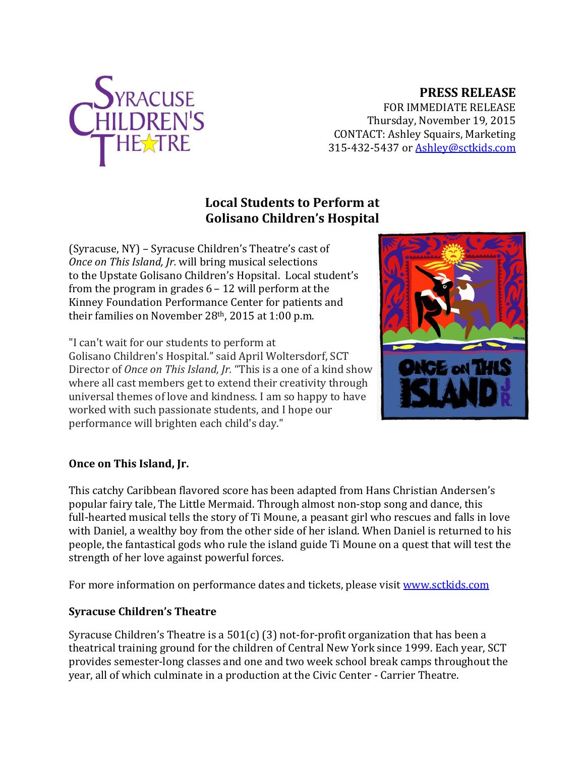**PRESS RELEASE**

FOR IMMEDIATE RELEASE
Thursday, November 19, 2015
CONTACT: Ashley Squairs, Marketing
315-432-5437 or Ashley@sctkids.com

## Local Students to Perform at Golisano Children's Hospital

(Syracuse, NY) – Syracuse Children's Theatre's cast of *Once on This Island, Jr.* will bring musical selections to the Upstate Golisano Children's Hopspital. Local student's from the program in grades 6 – 12 will perform at the Kinney Foundation Performance Center for patients and their families on November 28th, 2015 at 1:00 p.m.

"I can't wait for our students to perform at Golisano Children's Hospital." said April Woltersdorf, SCT Director of *Once on This Island, Jr.* "This is a one of a kind show where all cast members get to extend their creativity through universal themes of love and kindness. I am so happy to have worked with such passionate students, and I hope our performance will brighten each child's day."

### Once on This Island, Jr.

This catchy Caribbean flavored score has been adapted from Hans Christian Andersen's popular fairy tale, The Little Mermaid. Through almost non-stop song and dance, this full-hearted musical tells the story of Ti Moune, a peasant girl who rescues and falls in love with Daniel, a wealthy boy from the other side of her island. When Daniel is returned to his people, the fantastical gods who rule the island guide Ti Moune on a quest that will test the strength of her love against powerful forces.

For more information on performance dates and tickets, please visit www.sctkids.com

### Syracuse Children's Theatre

Syracuse Children's Theatre is a 501(c) (3) not-for-profit organization that has been a theatrical training ground for the children of Central New York since 1999. Each year, SCT provides semester-long classes and one and two week school break camps throughout the year, all of which culminate in a production at the Civic Center - Carrier Theatre.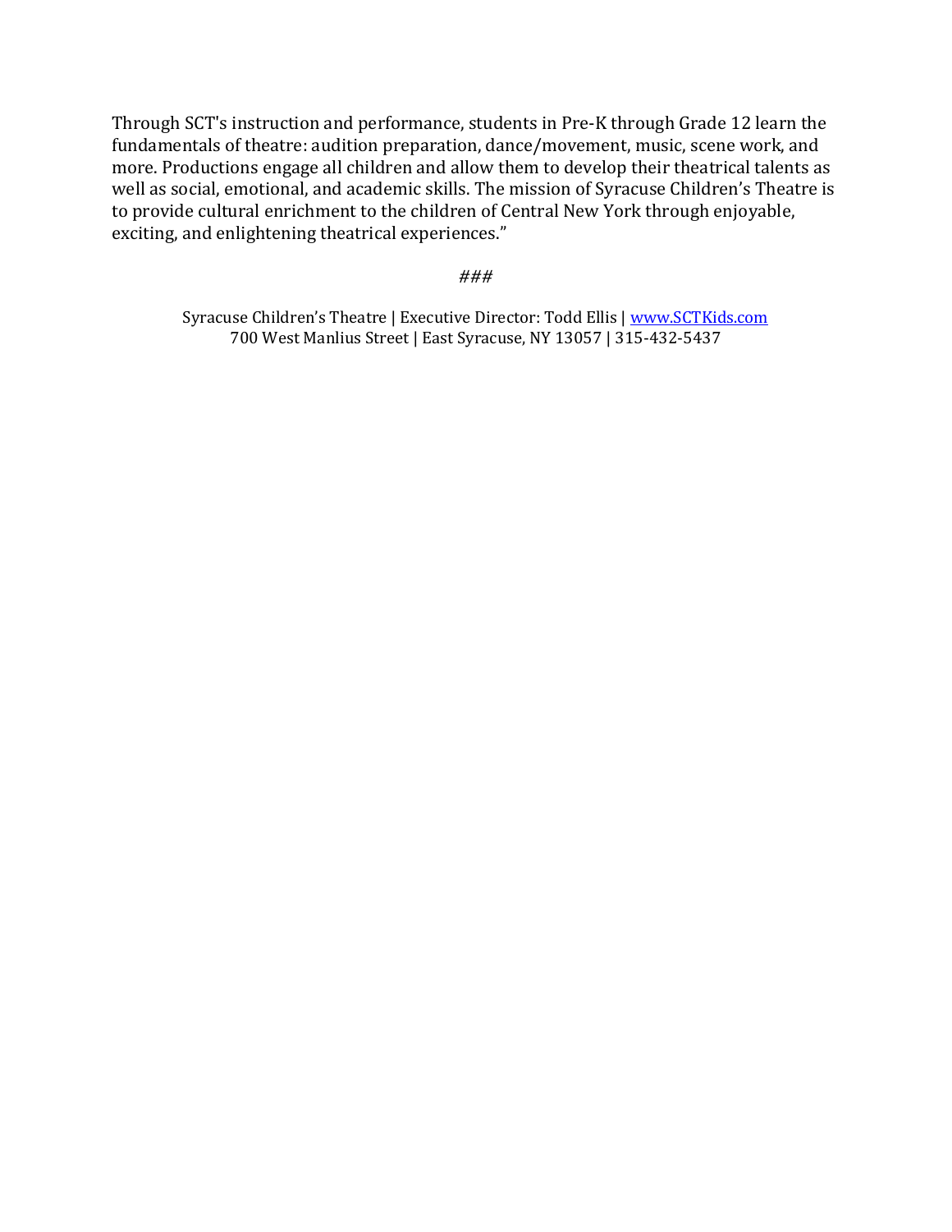Through SCT's instruction and performance, students in Pre-K through Grade 12 learn the fundamentals of theatre: audition preparation, dance/movement, music, scene work, and more. Productions engage all children and allow them to develop their theatrical talents as well as social, emotional, and academic skills. The mission of Syracuse Children's Theatre is to provide cultural enrichment to the children of Central New York through enjoyable, exciting, and enlightening theatrical experiences."

###

Syracuse Children's Theatre | Executive Director: Todd Ellis | [www.SCTKids.com](http://www.SCTKids.com)
700 West Manlius Street | East Syracuse, NY 13057 | 315-432-5437